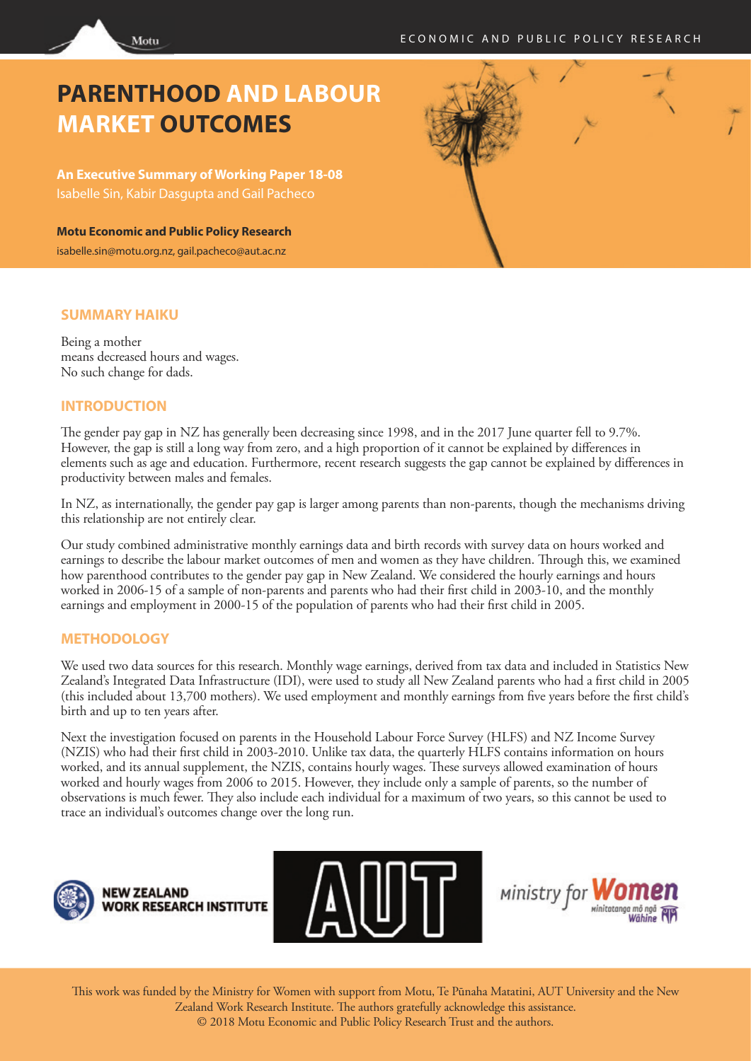# PARENTHOOD AND LABOUR MARKET OUTCOMES

**An Executive Summary of Working Paper 18-08**

Isabelle Sin, Kabir Dasgupta and Gail Pacheco

**Motu Economic and Public Policy Research**

isabelle.sin@motu.org.nz, gail.pacheco@aut.ac.nz

## SUMMARY HAIKU

Being a mother
means decreased hours and wages.
No such change for dads.

## INTRODUCTION

The gender pay gap in NZ has generally been decreasing since 1998, and in the 2017 June quarter fell to 9.7%. However, the gap is still a long way from zero, and a high proportion of it cannot be explained by differences in elements such as age and education. Furthermore, recent research suggests the gap cannot be explained by differences in productivity between males and females.

In NZ, as internationally, the gender pay gap is larger among parents than non-parents, though the mechanisms driving this relationship are not entirely clear.

Our study combined administrative monthly earnings data and birth records with survey data on hours worked and earnings to describe the labour market outcomes of men and women as they have children. Through this, we examined how parenthood contributes to the gender pay gap in New Zealand. We considered the hourly earnings and hours worked in 2006-15 of a sample of non-parents and parents who had their first child in 2003-10, and the monthly earnings and employment in 2000-15 of the population of parents who had their first child in 2005.

## METHODOLOGY

We used two data sources for this research. Monthly wage earnings, derived from tax data and included in Statistics New Zealand's Integrated Data Infrastructure (IDI), were used to study all New Zealand parents who had a first child in 2005 (this included about 13,700 mothers). We used employment and monthly earnings from five years before the first child's birth and up to ten years after.

Next the investigation focused on parents in the Household Labour Force Survey (HLFS) and NZ Income Survey (NZIS) who had their first child in 2003-2010. Unlike tax data, the quarterly HLFS contains information on hours worked, and its annual supplement, the NZIS, contains hourly wages. These surveys allowed examination of hours worked and hourly wages from 2006 to 2015. However, they include only a sample of parents, so the number of observations is much fewer. They also include each individual for a maximum of two years, so this cannot be used to trace an individual's outcomes change over the long run.

This work was funded by the Ministry for Women with support from Motu, Te Pūnaha Matatini, AUT University and the New Zealand Work Research Institute. The authors gratefully acknowledge this assistance.
© 2018 Motu Economic and Public Policy Research Trust and the authors.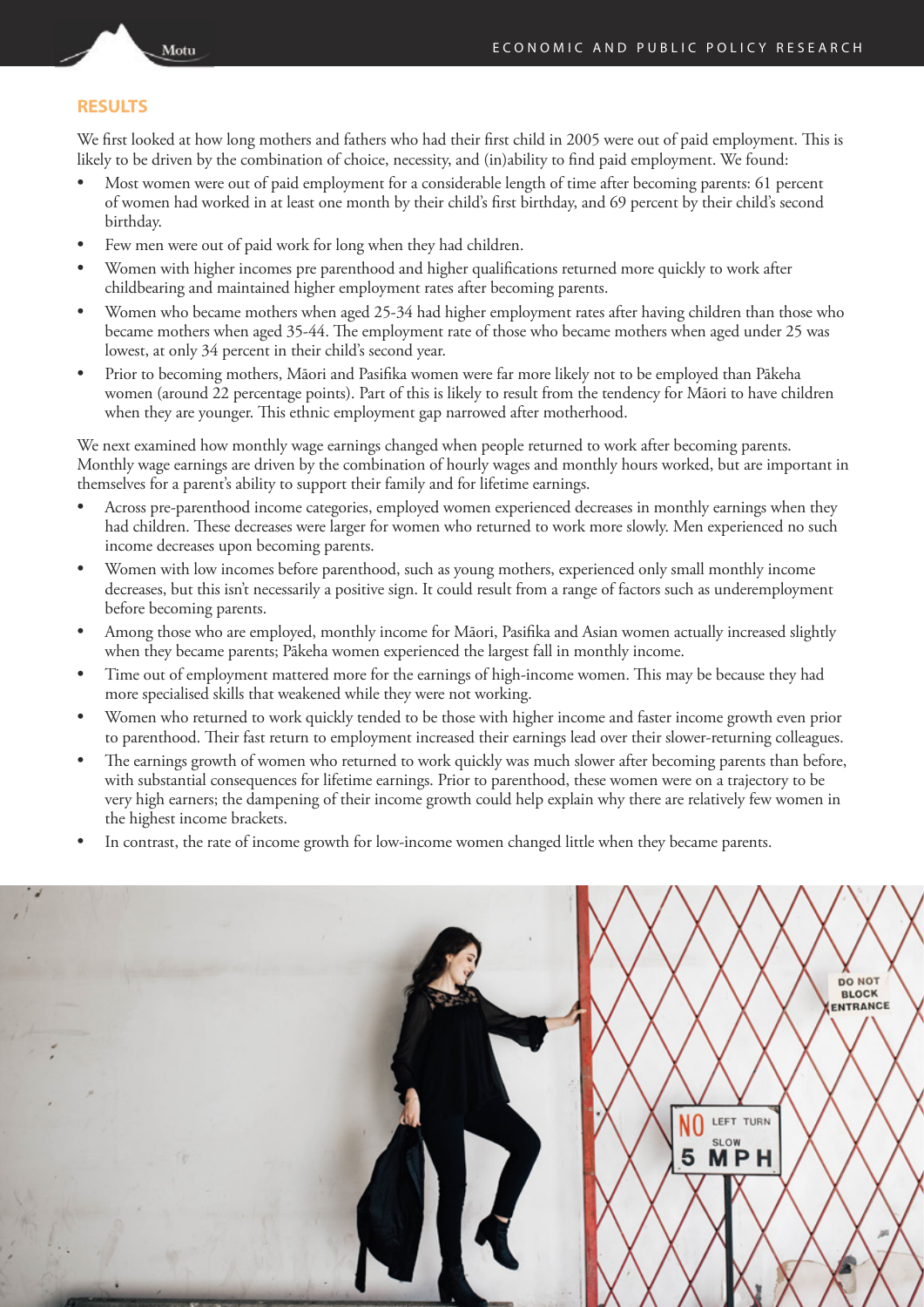## RESULTS

We first looked at how long mothers and fathers who had their first child in 2005 were out of paid employment. This is likely to be driven by the combination of choice, necessity, and (in)ability to find paid employment. We found:

- Most women were out of paid employment for a considerable length of time after becoming parents: 61 percent of women had worked in at least one month by their child's first birthday, and 69 percent by their child's second birthday.
- Few men were out of paid work for long when they had children.
- Women with higher incomes pre parenthood and higher qualifications returned more quickly to work after childbearing and maintained higher employment rates after becoming parents.
- Women who became mothers when aged 25-34 had higher employment rates after having children than those who became mothers when aged 35-44. The employment rate of those who became mothers when aged under 25 was lowest, at only 34 percent in their child's second year.
- Prior to becoming mothers, Māori and Pasifika women were far more likely not to be employed than Pākeha women (around 22 percentage points). Part of this is likely to result from the tendency for Māori to have children when they are younger. This ethnic employment gap narrowed after motherhood.

We next examined how monthly wage earnings changed when people returned to work after becoming parents. Monthly wage earnings are driven by the combination of hourly wages and monthly hours worked, but are important in themselves for a parent's ability to support their family and for lifetime earnings.

- Across pre-parenthood income categories, employed women experienced decreases in monthly earnings when they had children. These decreases were larger for women who returned to work more slowly. Men experienced no such income decreases upon becoming parents.
- Women with low incomes before parenthood, such as young mothers, experienced only small monthly income decreases, but this isn't necessarily a positive sign. It could result from a range of factors such as underemployment before becoming parents.
- Among those who are employed, monthly income for Māori, Pasifika and Asian women actually increased slightly when they became parents; Pākeha women experienced the largest fall in monthly income.
- Time out of employment mattered more for the earnings of high-income women. This may be because they had more specialised skills that weakened while they were not working.
- Women who returned to work quickly tended to be those with higher income and faster income growth even prior to parenthood. Their fast return to employment increased their earnings lead over their slower-returning colleagues.
- The earnings growth of women who returned to work quickly was much slower after becoming parents than before, with substantial consequences for lifetime earnings. Prior to parenthood, these women were on a trajectory to be very high earners; the dampening of their income growth could help explain why there are relatively few women in the highest income brackets.
- In contrast, the rate of income growth for low-income women changed little when they became parents.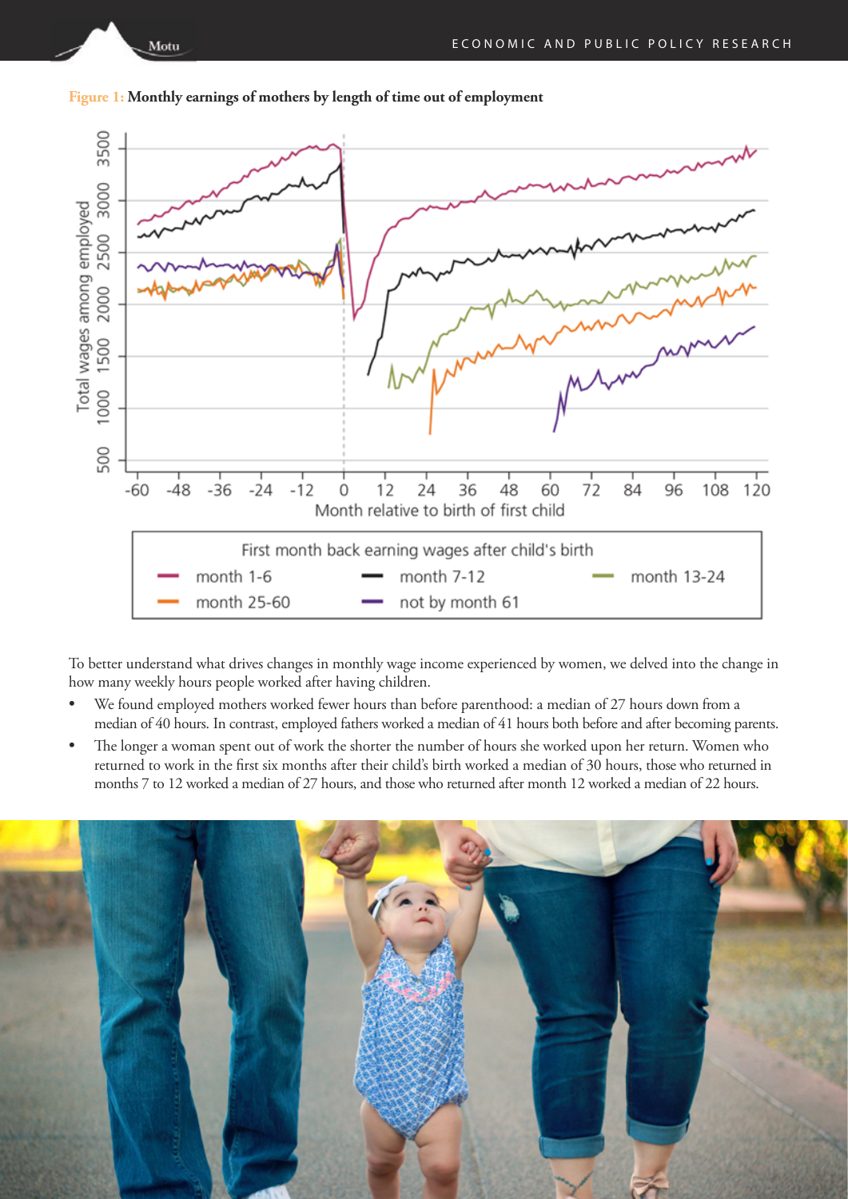**Figure 1: Monthly earnings of mothers by length of time out of employment**

To better understand what drives changes in monthly wage income experienced by women, we delved into the change in how many weekly hours people worked after having children.

- We found employed mothers worked fewer hours than before parenthood: a median of 27 hours down from a median of 40 hours. In contrast, employed fathers worked a median of 41 hours both before and after becoming parents.
- The longer a woman spent out of work the shorter the number of hours she worked upon her return. Women who returned to work in the first six months after their child's birth worked a median of 30 hours, those who returned in months 7 to 12 worked a median of 27 hours, and those who returned after month 12 worked a median of 22 hours.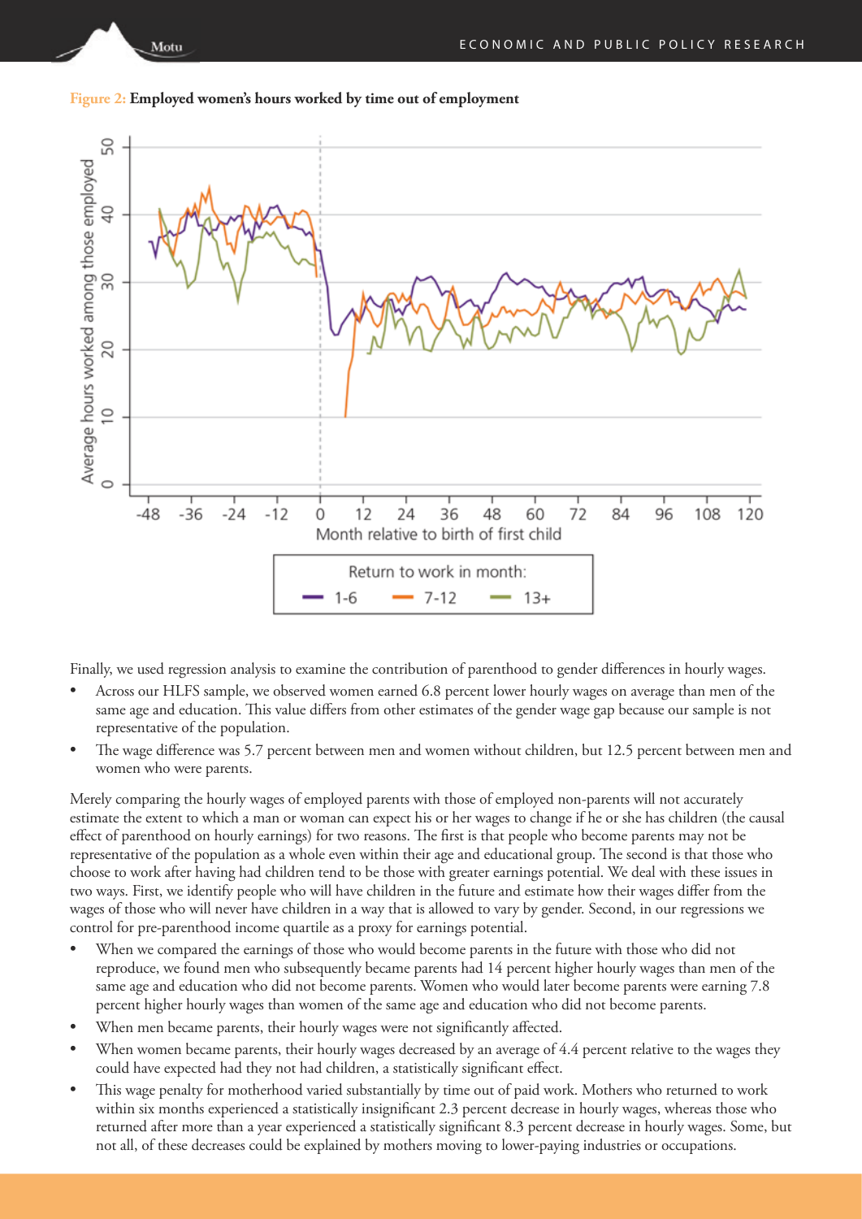**Figure 2: Employed women's hours worked by time out of employment**

Finally, we used regression analysis to examine the contribution of parenthood to gender differences in hourly wages.

- Across our HLFS sample, we observed women earned 6.8 percent lower hourly wages on average than men of the same age and education. This value differs from other estimates of the gender wage gap because our sample is not representative of the population.
- The wage difference was 5.7 percent between men and women without children, but 12.5 percent between men and women who were parents.

Merely comparing the hourly wages of employed parents with those of employed non-parents will not accurately estimate the extent to which a man or woman can expect his or her wages to change if he or she has children (the causal effect of parenthood on hourly earnings) for two reasons. The first is that people who become parents may not be representative of the population as a whole even within their age and educational group. The second is that those who choose to work after having had children tend to be those with greater earnings potential. We deal with these issues in two ways. First, we identify people who will have children in the future and estimate how their wages differ from the wages of those who will never have children in a way that is allowed to vary by gender. Second, in our regressions we control for pre-parenthood income quartile as a proxy for earnings potential.

- When we compared the earnings of those who would become parents in the future with those who did not reproduce, we found men who subsequently became parents had 14 percent higher hourly wages than men of the same age and education who did not become parents. Women who would later become parents were earning 7.8 percent higher hourly wages than women of the same age and education who did not become parents.
- When men became parents, their hourly wages were not significantly affected.
- When women became parents, their hourly wages decreased by an average of 4.4 percent relative to the wages they could have expected had they not had children, a statistically significant effect.
- This wage penalty for motherhood varied substantially by time out of paid work. Mothers who returned to work within six months experienced a statistically insignificant 2.3 percent decrease in hourly wages, whereas those who returned after more than a year experienced a statistically significant 8.3 percent decrease in hourly wages. Some, but not all, of these decreases could be explained by mothers moving to lower-paying industries or occupations.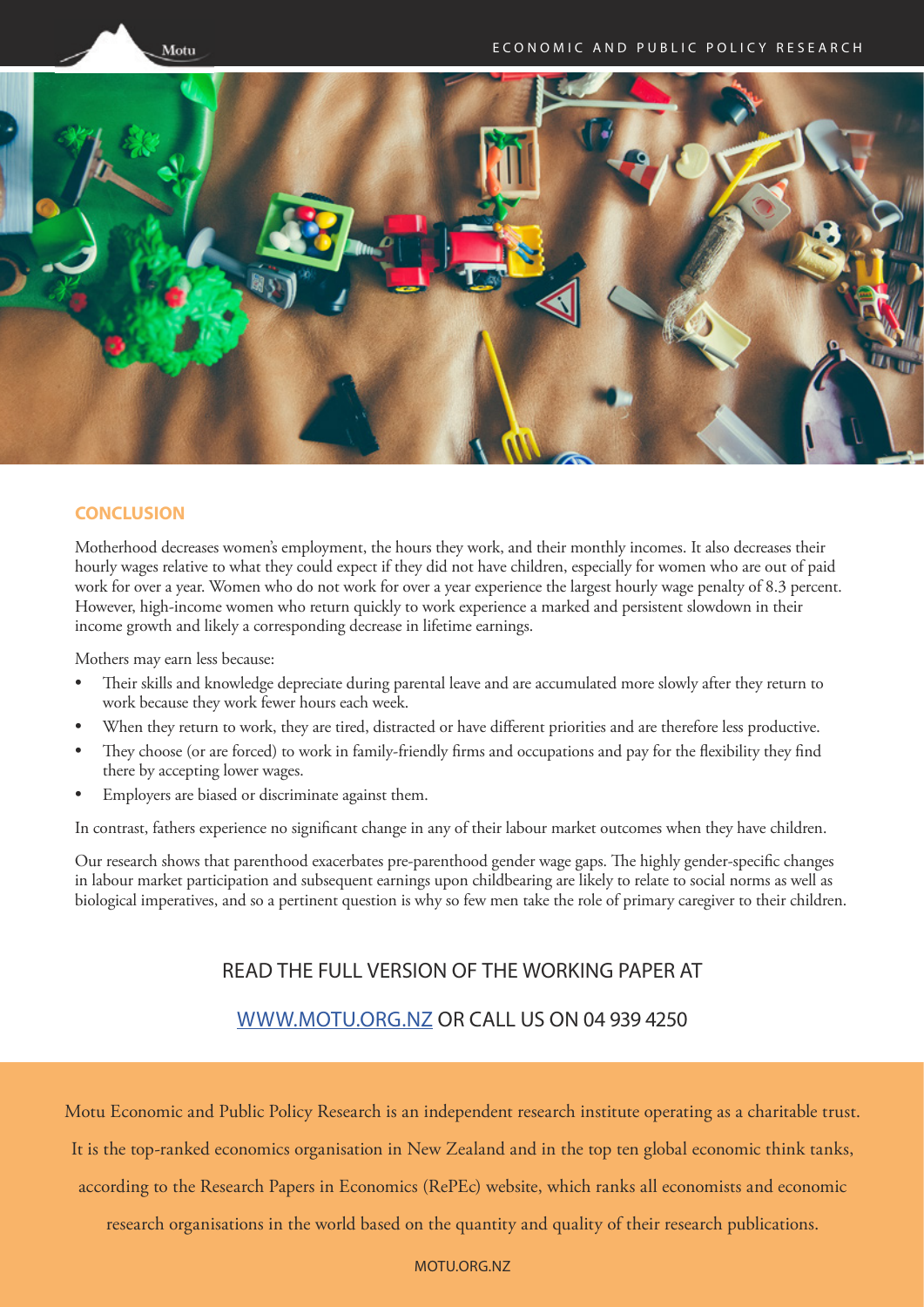## CONCLUSION

Motherhood decreases women's employment, the hours they work, and their monthly incomes. It also decreases their hourly wages relative to what they could expect if they did not have children, especially for women who are out of paid work for over a year. Women who do not work for over a year experience the largest hourly wage penalty of 8.3 percent. However, high-income women who return quickly to work experience a marked and persistent slowdown in their income growth and likely a corresponding decrease in lifetime earnings.

Mothers may earn less because:

- Their skills and knowledge depreciate during parental leave and are accumulated more slowly after they return to work because they work fewer hours each week.
- When they return to work, they are tired, distracted or have different priorities and are therefore less productive.
- They choose (or are forced) to work in family-friendly firms and occupations and pay for the flexibility they find there by accepting lower wages.
- Employers are biased or discriminate against them.

In contrast, fathers experience no significant change in any of their labour market outcomes when they have children.

Our research shows that parenthood exacerbates pre-parenthood gender wage gaps. The highly gender-specific changes in labour market participation and subsequent earnings upon childbearing are likely to relate to social norms as well as biological imperatives, and so a pertinent question is why so few men take the role of primary caregiver to their children.

READ THE FULL VERSION OF THE WORKING PAPER AT

WWW.MOTU.ORG.NZ OR CALL US ON 04 939 4250

Motu Economic and Public Policy Research is an independent research institute operating as a charitable trust. It is the top-ranked economics organisation in New Zealand and in the top ten global economic think tanks, according to the Research Papers in Economics (RePEc) website, which ranks all economists and economic research organisations in the world based on the quantity and quality of their research publications.

MOTU.ORG.NZ